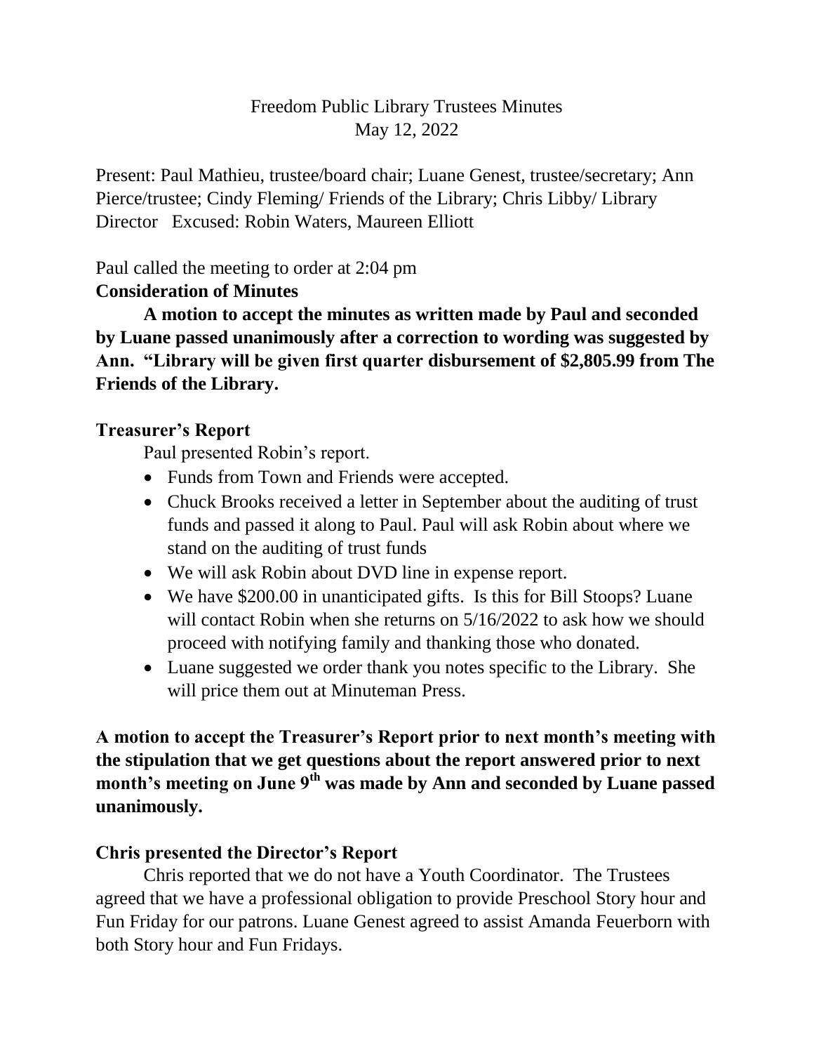Freedom Public Library Trustees Minutes
May 12, 2022

Present: Paul Mathieu, trustee/board chair; Luane Genest, trustee/secretary; Ann Pierce/trustee; Cindy Fleming/ Friends of the Library; Chris Libby/ Library Director   Excused: Robin Waters, Maureen Elliott

Paul called the meeting to order at 2:04 pm

**Consideration of Minutes**

**A motion to accept the minutes as written made by Paul and seconded by Luane passed unanimously after a correction to wording was suggested by Ann. "Library will be given first quarter disbursement of $2,805.99 from The Friends of the Library.**

**Treasurer's Report**

Paul presented Robin's report.

- Funds from Town and Friends were accepted.
- Chuck Brooks received a letter in September about the auditing of trust funds and passed it along to Paul. Paul will ask Robin about where we stand on the auditing of trust funds
- We will ask Robin about DVD line in expense report.
- We have $200.00 in unanticipated gifts. Is this for Bill Stoops? Luane will contact Robin when she returns on 5/16/2022 to ask how we should proceed with notifying family and thanking those who donated.
- Luane suggested we order thank you notes specific to the Library. She will price them out at Minuteman Press.

**A motion to accept the Treasurer's Report prior to next month's meeting with the stipulation that we get questions about the report answered prior to next month's meeting on June 9th was made by Ann and seconded by Luane passed unanimously.**

**Chris presented the Director's Report**

Chris reported that we do not have a Youth Coordinator. The Trustees agreed that we have a professional obligation to provide Preschool Story hour and Fun Friday for our patrons. Luane Genest agreed to assist Amanda Feuerborn with both Story hour and Fun Fridays.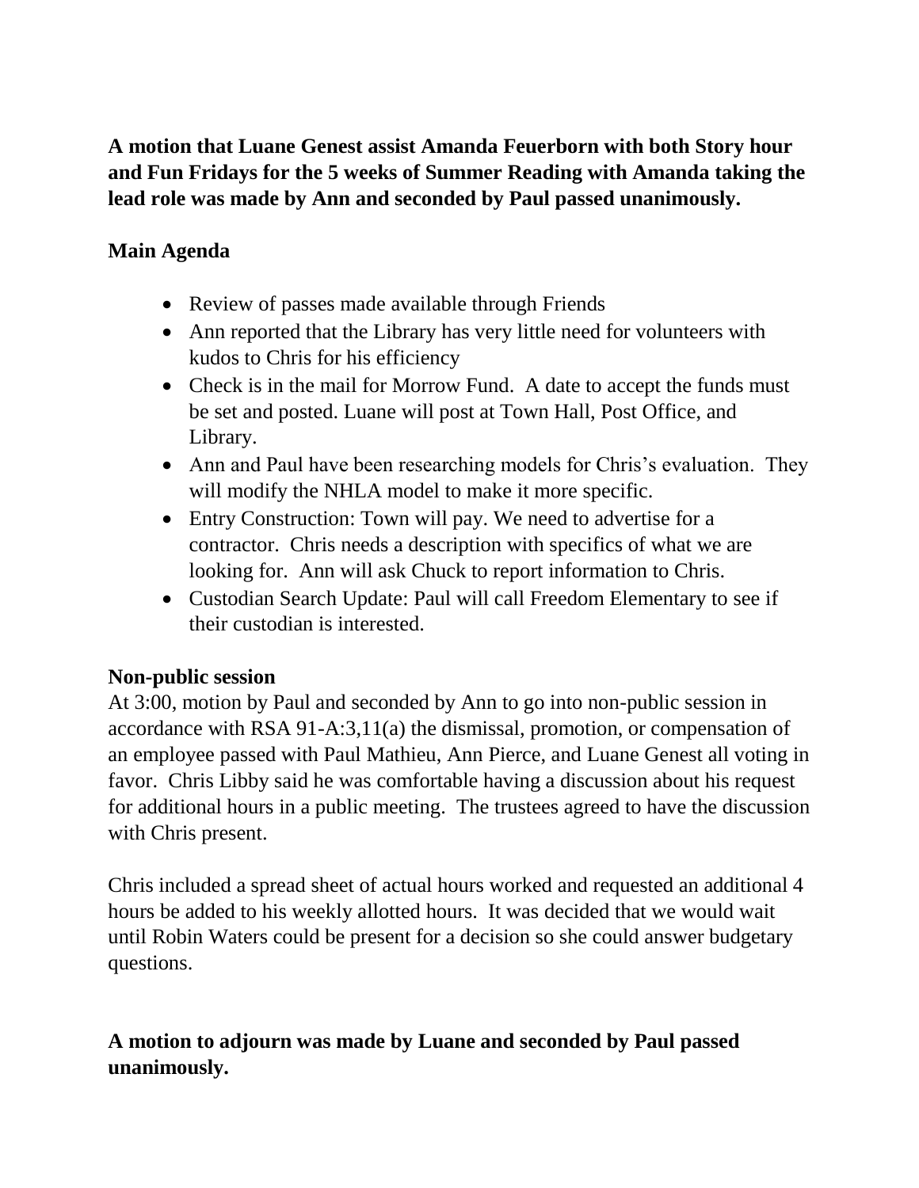**A motion that Luane Genest assist Amanda Feuerborn with both Story hour and Fun Fridays for the 5 weeks of Summer Reading with Amanda taking the lead role was made by Ann and seconded by Paul passed unanimously.**

### Main Agenda

- Review of passes made available through Friends
- Ann reported that the Library has very little need for volunteers with kudos to Chris for his efficiency
- Check is in the mail for Morrow Fund. A date to accept the funds must be set and posted. Luane will post at Town Hall, Post Office, and Library.
- Ann and Paul have been researching models for Chris's evaluation. They will modify the NHLA model to make it more specific.
- Entry Construction: Town will pay. We need to advertise for a contractor. Chris needs a description with specifics of what we are looking for. Ann will ask Chuck to report information to Chris.
- Custodian Search Update: Paul will call Freedom Elementary to see if their custodian is interested.

### Non-public session

At 3:00, motion by Paul and seconded by Ann to go into non-public session in accordance with RSA 91-A:3,11(a) the dismissal, promotion, or compensation of an employee passed with Paul Mathieu, Ann Pierce, and Luane Genest all voting in favor. Chris Libby said he was comfortable having a discussion about his request for additional hours in a public meeting. The trustees agreed to have the discussion with Chris present.

Chris included a spread sheet of actual hours worked and requested an additional 4 hours be added to his weekly allotted hours. It was decided that we would wait until Robin Waters could be present for a decision so she could answer budgetary questions.

**A motion to adjourn was made by Luane and seconded by Paul passed unanimously.**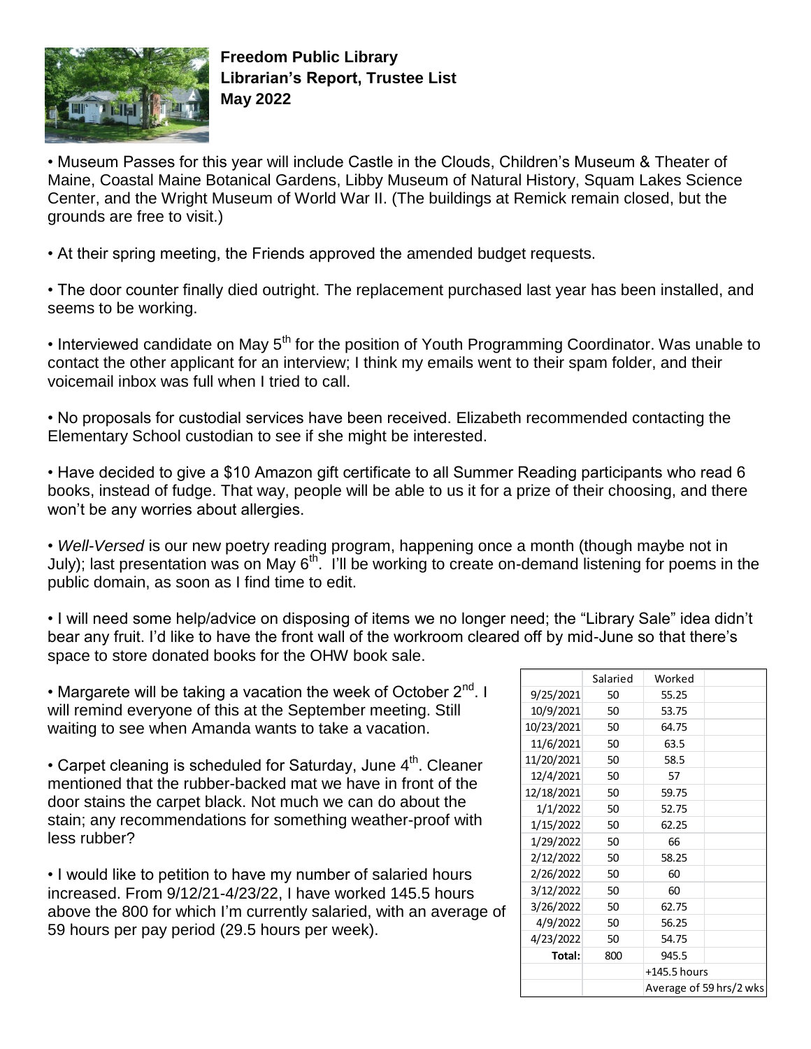**Freedom Public Library**
**Librarian's Report, Trustee List**
**May 2022**

• Museum Passes for this year will include Castle in the Clouds, Children's Museum & Theater of Maine, Coastal Maine Botanical Gardens, Libby Museum of Natural History, Squam Lakes Science Center, and the Wright Museum of World War II. (The buildings at Remick remain closed, but the grounds are free to visit.)

• At their spring meeting, the Friends approved the amended budget requests.

• The door counter finally died outright. The replacement purchased last year has been installed, and seems to be working.

• Interviewed candidate on May 5th for the position of Youth Programming Coordinator. Was unable to contact the other applicant for an interview; I think my emails went to their spam folder, and their voicemail inbox was full when I tried to call.

• No proposals for custodial services have been received. Elizabeth recommended contacting the Elementary School custodian to see if she might be interested.

• Have decided to give a $10 Amazon gift certificate to all Summer Reading participants who read 6 books, instead of fudge. That way, people will be able to us it for a prize of their choosing, and there won't be any worries about allergies.

• *Well-Versed* is our new poetry reading program, happening once a month (though maybe not in July); last presentation was on May 6th. I'll be working to create on-demand listening for poems in the public domain, as soon as I find time to edit.

• I will need some help/advice on disposing of items we no longer need; the "Library Sale" idea didn't bear any fruit. I'd like to have the front wall of the workroom cleared off by mid-June so that there's space to store donated books for the OHW book sale.

• Margarete will be taking a vacation the week of October 2nd. I will remind everyone of this at the September meeting. Still waiting to see when Amanda wants to take a vacation.

• Carpet cleaning is scheduled for Saturday, June 4th. Cleaner mentioned that the rubber-backed mat we have in front of the door stains the carpet black. Not much we can do about the stain; any recommendations for something weather-proof with less rubber?

• I would like to petition to have my number of salaried hours increased. From 9/12/21-4/23/22, I have worked 145.5 hours above the 800 for which I'm currently salaried, with an average of 59 hours per pay period (29.5 hours per week).

| | Salaried | Worked | |
|---|---|---|---|
| 9/25/2021 | 50 | 55.25 | |
| 10/9/2021 | 50 | 53.75 | |
| 10/23/2021 | 50 | 64.75 | |
| 11/6/2021 | 50 | 63.5 | |
| 11/20/2021 | 50 | 58.5 | |
| 12/4/2021 | 50 | 57 | |
| 12/18/2021 | 50 | 59.75 | |
| 1/1/2022 | 50 | 52.75 | |
| 1/15/2022 | 50 | 62.25 | |
| 1/29/2022 | 50 | 66 | |
| 2/12/2022 | 50 | 58.25 | |
| 2/26/2022 | 50 | 60 | |
| 3/12/2022 | 50 | 60 | |
| 3/26/2022 | 50 | 62.75 | |
| 4/9/2022 | 50 | 56.25 | |
| 4/23/2022 | 50 | 54.75 | |
| **Total:** | 800 | 945.5 | |
| | | +145.5 hours | |
| | | Average of 59 hrs/2 wks | |